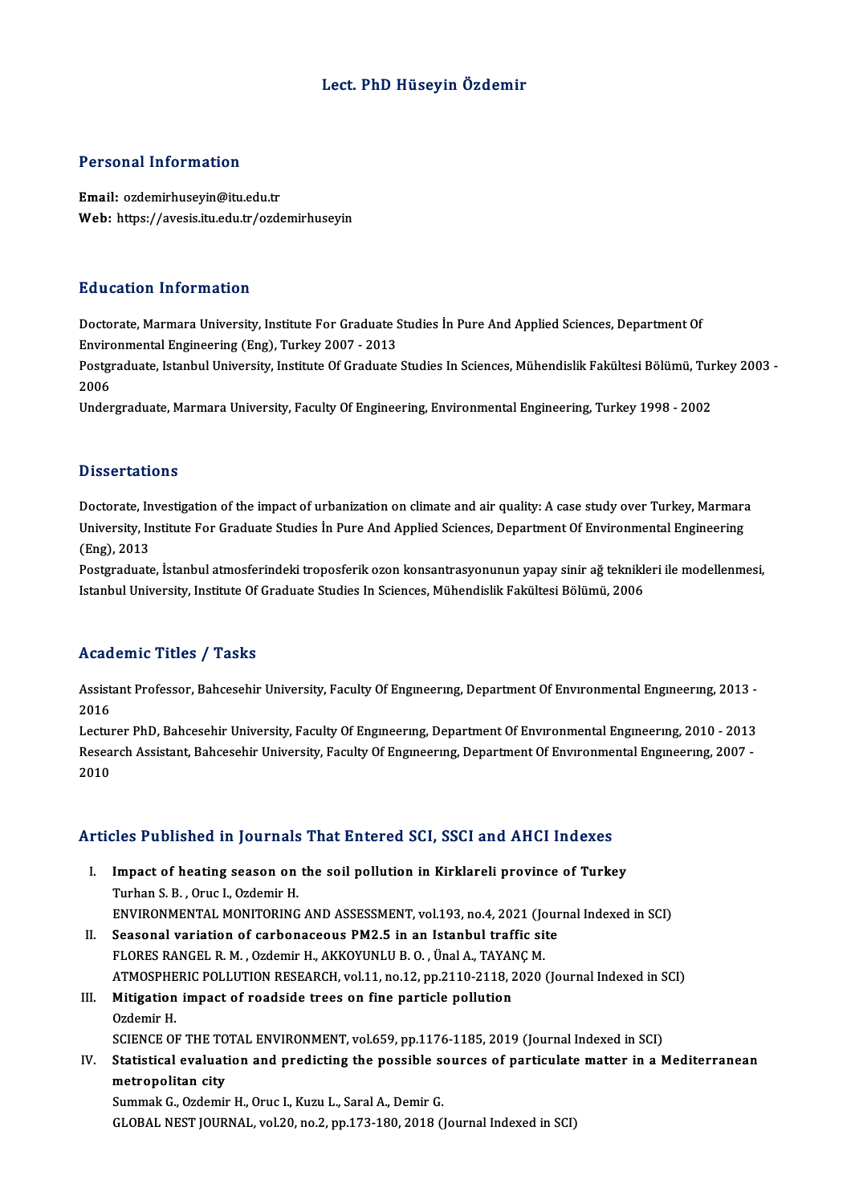# Lect. PhD Hüseyin Özdemir

## Personal Information

**Email:** ozdemirhuseyin@itu.edu.tr
**Web:** https://avesis.itu.edu.tr/ozdemirhuseyin

## Education Information

Doctorate, Marmara University, Institute For Graduate Studies İn Pure And Applied Sciences, Department Of Environmental Engineering (Eng), Turkey 2007 - 2013
Postgraduate, Istanbul University, Institute Of Graduate Studies In Sciences, Mühendislik Fakültesi Bölümü, Turkey 2003 - 2006
Undergraduate, Marmara University, Faculty Of Engineering, Environmental Engineering, Turkey 1998 - 2002

## Dissertations

Doctorate, Investigation of the impact of urbanization on climate and air quality: A case study over Turkey, Marmara University, Institute For Graduate Studies İn Pure And Applied Sciences, Department Of Environmental Engineering (Eng), 2013
Postgraduate, İstanbul atmosferindeki troposferik ozon konsantrasyonunun yapay sinir ağ teknikleri ile modellenmesi, Istanbul University, Institute Of Graduate Studies In Sciences, Mühendislik Fakültesi Bölümü, 2006

## Academic Titles / Tasks

Assistant Professor, Bahcesehir University, Faculty Of Engıneerıng, Department Of Envıronmental Engıneerıng, 2013 - 2016
Lecturer PhD, Bahcesehir University, Faculty Of Engıneerıng, Department Of Envıronmental Engıneerıng, 2010 - 2013
Research Assistant, Bahcesehir University, Faculty Of Engıneerıng, Department Of Envıronmental Engıneerıng, 2007 - 2010

## Articles Published in Journals That Entered SCI, SSCI and AHCI Indexes

I. **Impact of heating season on the soil pollution in Kirklareli province of Turkey**
Turhan S. B. , Oruc I., Ozdemir H.
ENVIRONMENTAL MONITORING AND ASSESSMENT, vol.193, no.4, 2021 (Journal Indexed in SCI)

II. **Seasonal variation of carbonaceous PM2.5 in an Istanbul traffic site**
FLORES RANGEL R. M. , Ozdemir H., AKKOYUNLU B. O. , Ünal A., TAYANÇ M.
ATMOSPHERIC POLLUTION RESEARCH, vol.11, no.12, pp.2110-2118, 2020 (Journal Indexed in SCI)

III. **Mitigation impact of roadside trees on fine particle pollution**
Ozdemir H.
SCIENCE OF THE TOTAL ENVIRONMENT, vol.659, pp.1176-1185, 2019 (Journal Indexed in SCI)

IV. **Statistical evaluation and predicting the possible sources of particulate matter in a Mediterranean metropolitan city**
Summak G., Ozdemir H., Oruc I., Kuzu L., Saral A., Demir G.
GLOBAL NEST JOURNAL, vol.20, no.2, pp.173-180, 2018 (Journal Indexed in SCI)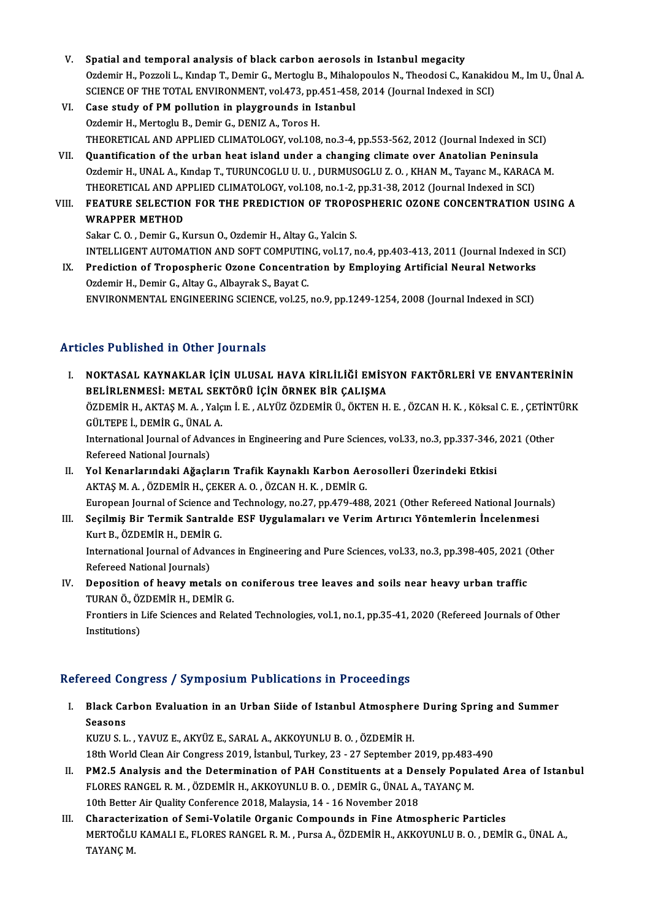V. **Spatial and temporal analysis of black carbon aerosols in Istanbul megacity**
Ozdemir H., Pozzoli L., Kındap T., Demir G., Mertoglu B., Mihalopoulos N., Theodosi C., Kanakidou M., Im U., Ünal A.
SCIENCE OF THE TOTAL ENVIRONMENT, vol.473, pp.451-458, 2014 (Journal Indexed in SCI)

VI. **Case study of PM pollution in playgrounds in Istanbul**
Ozdemir H., Mertoglu B., Demir G., DENIZ A., Toros H.
THEORETICAL AND APPLIED CLIMATOLOGY, vol.108, no.3-4, pp.553-562, 2012 (Journal Indexed in SCI)

VII. **Quantification of the urban heat island under a changing climate over Anatolian Peninsula**
Ozdemir H., UNAL A., Kındap T., TURUNCOGLU U. U. , DURMUSOGLU Z. O. , KHAN M., Tayanc M., KARACA M.
THEORETICAL AND APPLIED CLIMATOLOGY, vol.108, no.1-2, pp.31-38, 2012 (Journal Indexed in SCI)

VIII. **FEATURE SELECTION FOR THE PREDICTION OF TROPOSPHERIC OZONE CONCENTRATION USING A WRAPPER METHOD**
Sakar C. O. , Demir G., Kursun O., Ozdemir H., Altay G., Yalcin S.
INTELLIGENT AUTOMATION AND SOFT COMPUTING, vol.17, no.4, pp.403-413, 2011 (Journal Indexed in SCI)

IX. **Prediction of Tropospheric Ozone Concentration by Employing Artificial Neural Networks**
Ozdemir H., Demir G., Altay G., Albayrak S., Bayat C.
ENVIRONMENTAL ENGINEERING SCIENCE, vol.25, no.9, pp.1249-1254, 2008 (Journal Indexed in SCI)

## Articles Published in Other Journals

I. **NOKTASAL KAYNAKLAR İÇİN ULUSAL HAVA KİRLİLİĞİ EMİSYON FAKTÖRLERİ VE ENVANTERİNİN BELİRLENMESİ: METAL SEKTÖRÜ İÇİN ÖRNEK BİR ÇALIŞMA**
ÖZDEMİR H., AKTAŞ M. A. , Yalçın İ. E. , ALYÜZ ÖZDEMİR Ü., ÖKTEN H. E. , ÖZCAN H. K. , Köksal C. E. , ÇETİNTÜRK GÜLTEPE İ., DEMİR G., ÜNAL A.
International Journal of Advances in Engineering and Pure Sciences, vol.33, no.3, pp.337-346, 2021 (Other Refereed National Journals)

II. **Yol Kenarlarındaki Ağaçların Trafik Kaynaklı Karbon Aerosolleri Üzerindeki Etkisi**
AKTAŞ M. A. , ÖZDEMİR H., ÇEKER A. O. , ÖZCAN H. K. , DEMİR G.
European Journal of Science and Technology, no.27, pp.479-488, 2021 (Other Refereed National Journals)

III. **Seçilmiş Bir Termik Santralde ESF Uygulamaları ve Verim Artırıcı Yöntemlerin İncelenmesi**
Kurt B., ÖZDEMİR H., DEMİR G.
International Journal of Advances in Engineering and Pure Sciences, vol.33, no.3, pp.398-405, 2021 (Other Refereed National Journals)

IV. **Deposition of heavy metals on coniferous tree leaves and soils near heavy urban traffic**
TURAN Ö., ÖZDEMİR H., DEMİR G.
Frontiers in Life Sciences and Related Technologies, vol.1, no.1, pp.35-41, 2020 (Refereed Journals of Other Institutions)

## Refereed Congress / Symposium Publications in Proceedings

I. **Black Carbon Evaluation in an Urban Siide of Istanbul Atmosphere During Spring and Summer Seasons**
KUZU S. L. , YAVUZ E., AKYÜZ E., SARAL A., AKKOYUNLU B. O. , ÖZDEMİR H.
18th World Clean Air Congress 2019, İstanbul, Turkey, 23 - 27 September 2019, pp.483-490

II. **PM2.5 Analysis and the Determination of PAH Constituents at a Densely Populated Area of Istanbul**
FLORES RANGEL R. M. , ÖZDEMİR H., AKKOYUNLU B. O. , DEMİR G., ÜNAL A., TAYANÇ M.
10th Better Air Quality Conference 2018, Malaysia, 14 - 16 November 2018

III. **Characterization of Semi-Volatile Organic Compounds in Fine Atmospheric Particles**
MERTOĞLU KAMALI E., FLORES RANGEL R. M. , Pursa A., ÖZDEMİR H., AKKOYUNLU B. O. , DEMİR G., ÜNAL A., TAYANÇ M.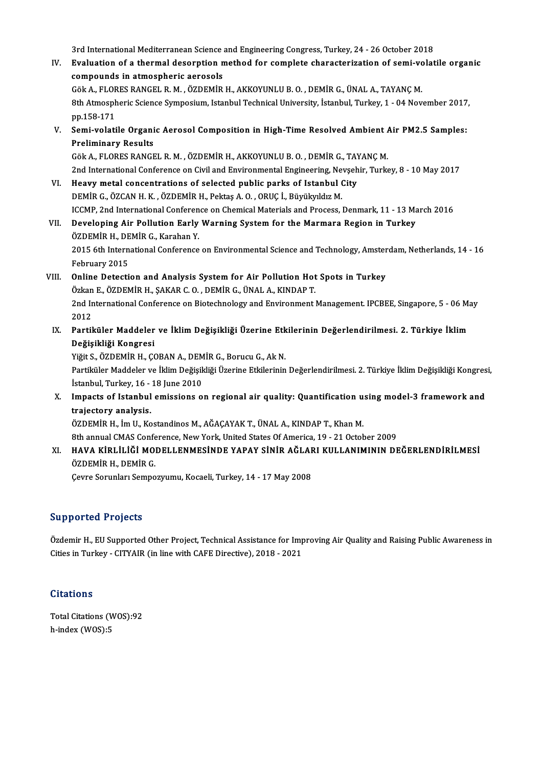3rd International Mediterranean Science and Engineering Congress, Turkey, 24 - 26 October 2018

IV. **Evaluation of a thermal desorption method for complete characterization of semi-volatile organic compounds in atmospheric aerosols**
Gök A., FLORES RANGEL R. M. , ÖZDEMİR H., AKKOYUNLU B. O. , DEMİR G., ÜNAL A., TAYANÇ M.
8th Atmospheric Science Symposium, Istanbul Technical University, İstanbul, Turkey, 1 - 04 November 2017, pp.158-171

V. **Semi-volatile Organic Aerosol Composition in High-Time Resolved Ambient Air PM2.5 Samples: Preliminary Results**
Gök A., FLORES RANGEL R. M. , ÖZDEMİR H., AKKOYUNLU B. O. , DEMİR G., TAYANÇ M.
2nd International Conference on Civil and Environmental Engineering, Nevşehir, Turkey, 8 - 10 May 2017

VI. **Heavy metal concentrations of selected public parks of Istanbul City**
DEMİR G., ÖZCAN H. K. , ÖZDEMİR H., Pektaş A. O. , ORUÇ İ., Büyükyıldız M.
ICCMP, 2nd International Conference on Chemical Materials and Process, Denmark, 11 - 13 March 2016

VII. **Developing Air Pollution Early Warning System for the Marmara Region in Turkey**
ÖZDEMİR H., DEMİR G., Karahan Y.
2015 6th International Conference on Environmental Science and Technology, Amsterdam, Netherlands, 14 - 16 February 2015

VIII. **Online Detection and Analysis System for Air Pollution Hot Spots in Turkey**
Özkan E., ÖZDEMİR H., ŞAKAR C. O. , DEMİR G., ÜNAL A., KINDAP T.
2nd International Conference on Biotechnology and Environment Management. IPCBEE, Singapore, 5 - 06 May 2012

IX. **Partiküler Maddeler ve İklim Değişikliği Üzerine Etkilerinin Değerlendirilmesi. 2. Türkiye İklim Değişikliği Kongresi**
Yiğit S., ÖZDEMİR H., ÇOBAN A., DEMİR G., Borucu G., Ak N.
Partiküler Maddeler ve İklim Değişikliği Üzerine Etkilerinin Değerlendirilmesi. 2. Türkiye İklim Değişikliği Kongresi, İstanbul, Turkey, 16 - 18 June 2010

X. **Impacts of Istanbul emissions on regional air quality: Quantification using model-3 framework and trajectory analysis.**
ÖZDEMİR H., İm U., Kostandinos M., AĞAÇAYAK T., ÜNAL A., KINDAP T., Khan M.
8th annual CMAS Conference, New York, United States Of America, 19 - 21 October 2009

XI. **HAVA KİRLİLİĞİ MODELLENMESİNDE YAPAY SİNİR AĞLARI KULLANIMININ DEĞERLENDİRİLMESİ**
ÖZDEMİR H., DEMİR G.
Çevre Sorunları Sempozyumu, Kocaeli, Turkey, 14 - 17 May 2008

## Supported Projects

Özdemir H., EU Supported Other Project, Technical Assistance for Improving Air Quality and Raising Public Awareness in Cities in Turkey - CITYAIR (in line with CAFE Directive), 2018 - 2021

## Citations

Total Citations (WOS):92
h-index (WOS):5